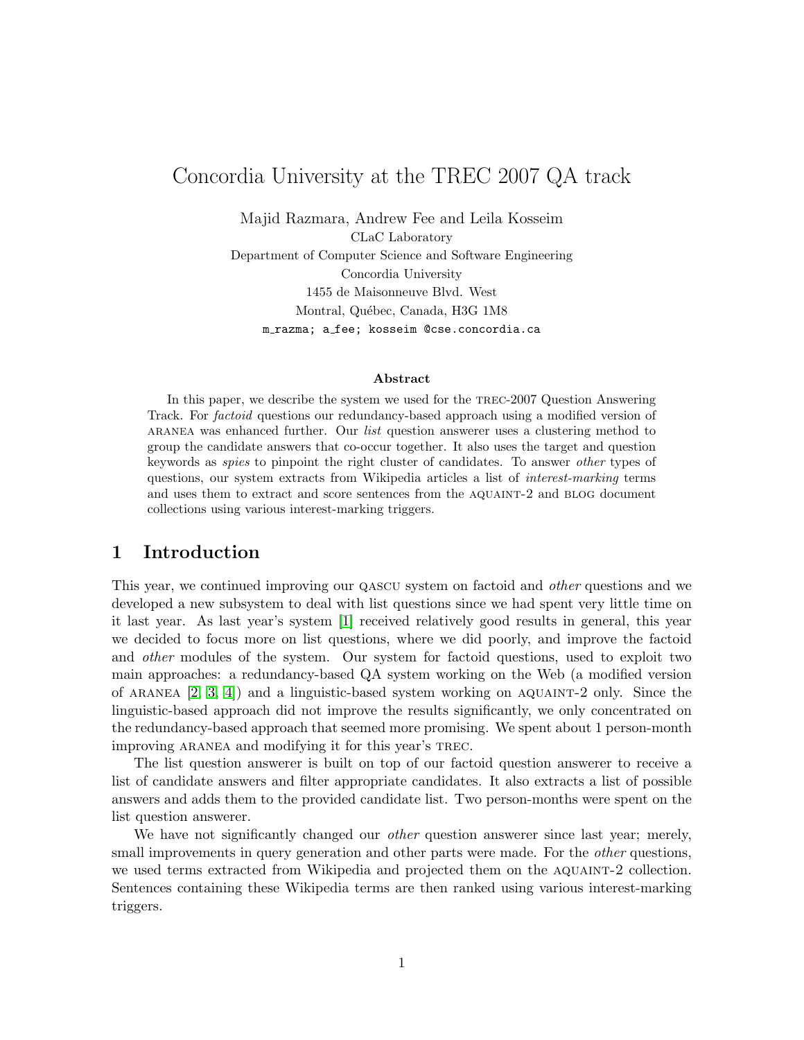# Concordia University at the TREC 2007 QA track

Majid Razmara, Andrew Fee and Leila Kosseim
CLaC Laboratory
Department of Computer Science and Software Engineering
Concordia University
1455 de Maisonneuve Blvd. West
Montral, Québec, Canada, H3G 1M8
m_razma; a_fee; kosseim @cse.concordia.ca

### Abstract

In this paper, we describe the system we used for the TREC-2007 Question Answering Track. For *factoid* questions our redundancy-based approach using a modified version of ARANEA was enhanced further. Our *list* question answerer uses a clustering method to group the candidate answers that co-occur together. It also uses the target and question keywords as *spies* to pinpoint the right cluster of candidates. To answer *other* types of questions, our system extracts from Wikipedia articles a list of *interest-marking* terms and uses them to extract and score sentences from the AQUAINT-2 and BLOG document collections using various interest-marking triggers.

## 1 Introduction

This year, we continued improving our QASCU system on factoid and *other* questions and we developed a new subsystem to deal with list questions since we had spent very little time on it last year. As last year's system [1] received relatively good results in general, this year we decided to focus more on list questions, where we did poorly, and improve the factoid and *other* modules of the system. Our system for factoid questions, used to exploit two main approaches: a redundancy-based QA system working on the Web (a modified version of ARANEA [2, 3, 4]) and a linguistic-based system working on AQUAINT-2 only. Since the linguistic-based approach did not improve the results significantly, we only concentrated on the redundancy-based approach that seemed more promising. We spent about 1 person-month improving ARANEA and modifying it for this year's TREC.

The list question answerer is built on top of our factoid question answerer to receive a list of candidate answers and filter appropriate candidates. It also extracts a list of possible answers and adds them to the provided candidate list. Two person-months were spent on the list question answerer.

We have not significantly changed our *other* question answerer since last year; merely, small improvements in query generation and other parts were made. For the *other* questions, we used terms extracted from Wikipedia and projected them on the AQUAINT-2 collection. Sentences containing these Wikipedia terms are then ranked using various interest-marking triggers.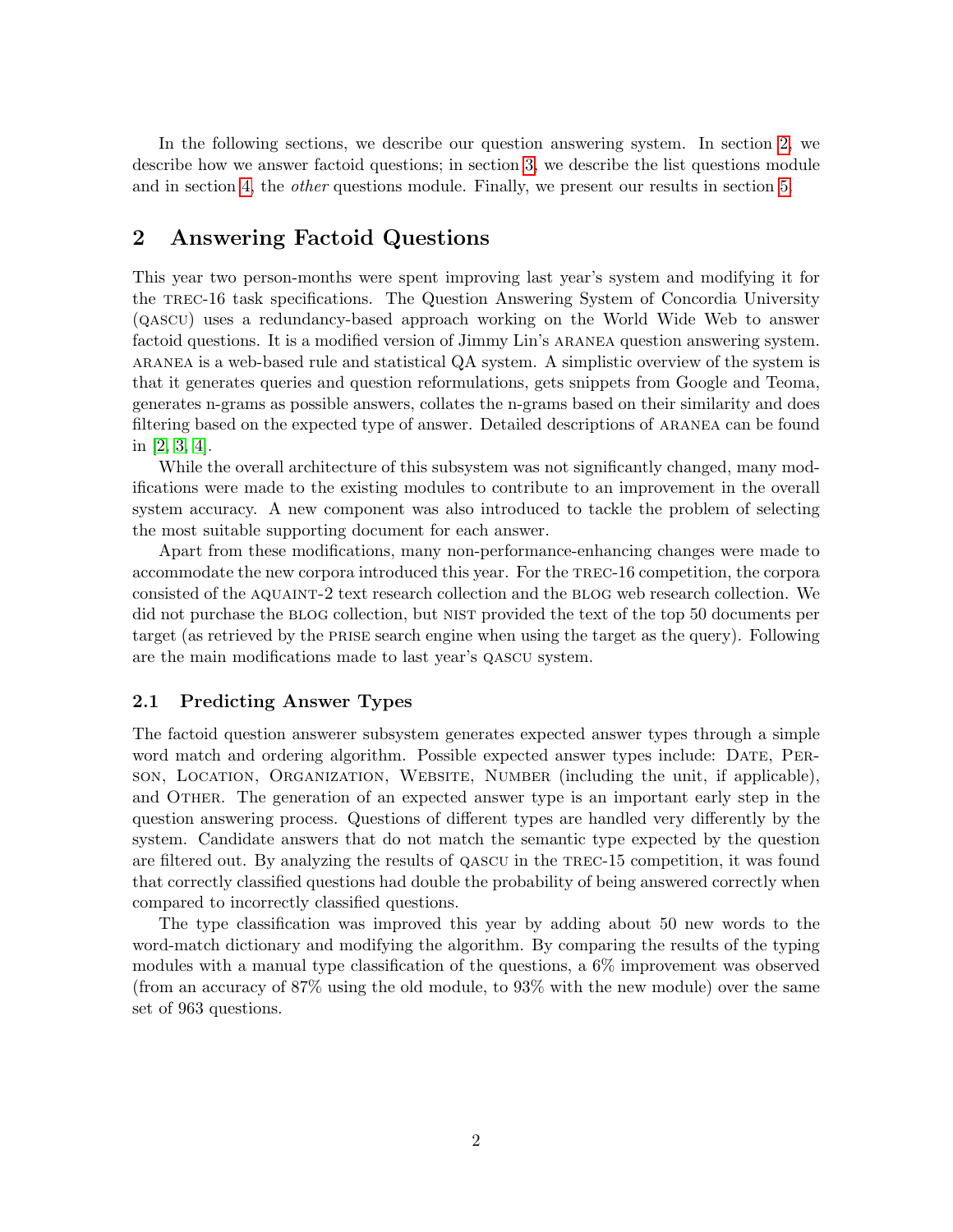In the following sections, we describe our question answering system. In section 2, we describe how we answer factoid questions; in section 3, we describe the list questions module and in section 4, the *other* questions module. Finally, we present our results in section 5.

## 2 Answering Factoid Questions

This year two person-months were spent improving last year's system and modifying it for the TREC-16 task specifications. The Question Answering System of Concordia University (QASCU) uses a redundancy-based approach working on the World Wide Web to answer factoid questions. It is a modified version of Jimmy Lin's ARANEA question answering system. ARANEA is a web-based rule and statistical QA system. A simplistic overview of the system is that it generates queries and question reformulations, gets snippets from Google and Teoma, generates n-grams as possible answers, collates the n-grams based on their similarity and does filtering based on the expected type of answer. Detailed descriptions of ARANEA can be found in [2, 3, 4].

While the overall architecture of this subsystem was not significantly changed, many modifications were made to the existing modules to contribute to an improvement in the overall system accuracy. A new component was also introduced to tackle the problem of selecting the most suitable supporting document for each answer.

Apart from these modifications, many non-performance-enhancing changes were made to accommodate the new corpora introduced this year. For the TREC-16 competition, the corpora consisted of the AQUAINT-2 text research collection and the BLOG web research collection. We did not purchase the BLOG collection, but NIST provided the text of the top 50 documents per target (as retrieved by the PRISE search engine when using the target as the query). Following are the main modifications made to last year's QASCU system.

### 2.1 Predicting Answer Types

The factoid question answerer subsystem generates expected answer types through a simple word match and ordering algorithm. Possible expected answer types include: DATE, PERSON, LOCATION, ORGANIZATION, WEBSITE, NUMBER (including the unit, if applicable), and OTHER. The generation of an expected answer type is an important early step in the question answering process. Questions of different types are handled very differently by the system. Candidate answers that do not match the semantic type expected by the question are filtered out. By analyzing the results of QASCU in the TREC-15 competition, it was found that correctly classified questions had double the probability of being answered correctly when compared to incorrectly classified questions.

The type classification was improved this year by adding about 50 new words to the word-match dictionary and modifying the algorithm. By comparing the results of the typing modules with a manual type classification of the questions, a 6% improvement was observed (from an accuracy of 87% using the old module, to 93% with the new module) over the same set of 963 questions.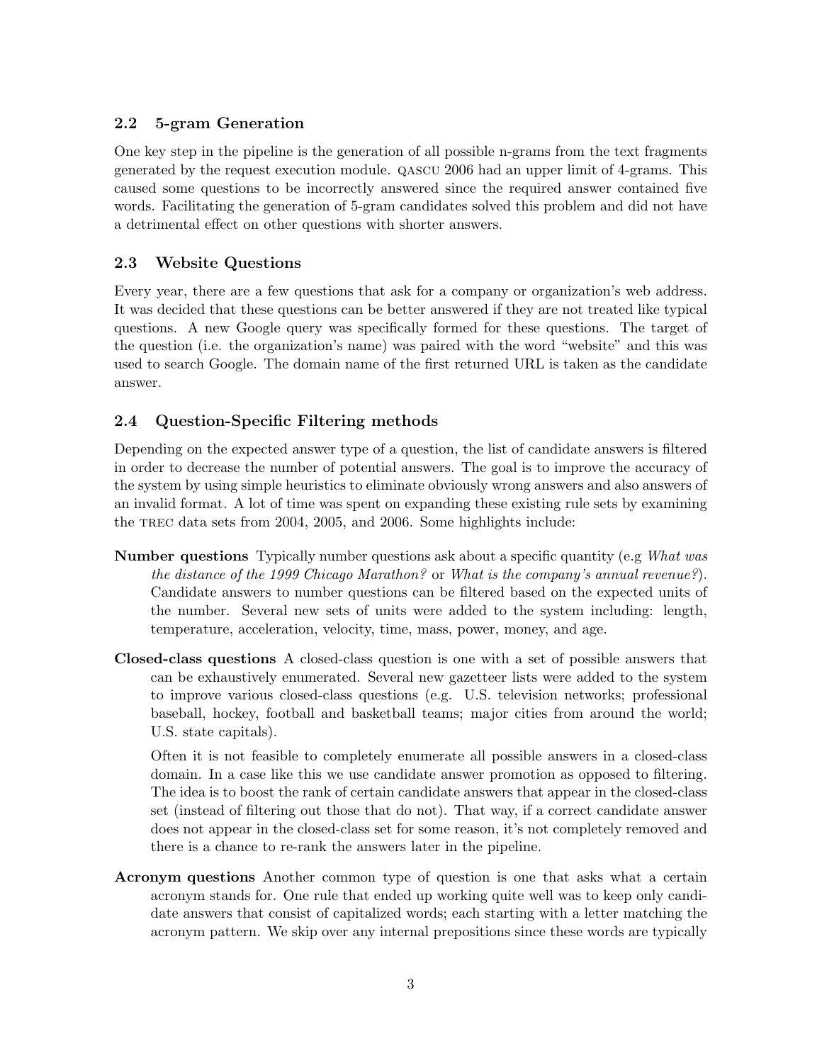### 2.2 5-gram Generation

One key step in the pipeline is the generation of all possible n-grams from the text fragments generated by the request execution module. QASCU 2006 had an upper limit of 4-grams. This caused some questions to be incorrectly answered since the required answer contained five words. Facilitating the generation of 5-gram candidates solved this problem and did not have a detrimental effect on other questions with shorter answers.

### 2.3 Website Questions

Every year, there are a few questions that ask for a company or organization's web address. It was decided that these questions can be better answered if they are not treated like typical questions. A new Google query was specifically formed for these questions. The target of the question (i.e. the organization's name) was paired with the word "website" and this was used to search Google. The domain name of the first returned URL is taken as the candidate answer.

### 2.4 Question-Specific Filtering methods

Depending on the expected answer type of a question, the list of candidate answers is filtered in order to decrease the number of potential answers. The goal is to improve the accuracy of the system by using simple heuristics to eliminate obviously wrong answers and also answers of an invalid format. A lot of time was spent on expanding these existing rule sets by examining the TREC data sets from 2004, 2005, and 2006. Some highlights include:

**Number questions** Typically number questions ask about a specific quantity (e.g *What was the distance of the 1999 Chicago Marathon?* or *What is the company's annual revenue?*). Candidate answers to number questions can be filtered based on the expected units of the number. Several new sets of units were added to the system including: length, temperature, acceleration, velocity, time, mass, power, money, and age.

**Closed-class questions** A closed-class question is one with a set of possible answers that can be exhaustively enumerated. Several new gazetteer lists were added to the system to improve various closed-class questions (e.g. U.S. television networks; professional baseball, hockey, football and basketball teams; major cities from around the world; U.S. state capitals).

Often it is not feasible to completely enumerate all possible answers in a closed-class domain. In a case like this we use candidate answer promotion as opposed to filtering. The idea is to boost the rank of certain candidate answers that appear in the closed-class set (instead of filtering out those that do not). That way, if a correct candidate answer does not appear in the closed-class set for some reason, it's not completely removed and there is a chance to re-rank the answers later in the pipeline.

**Acronym questions** Another common type of question is one that asks what a certain acronym stands for. One rule that ended up working quite well was to keep only candidate answers that consist of capitalized words; each starting with a letter matching the acronym pattern. We skip over any internal prepositions since these words are typically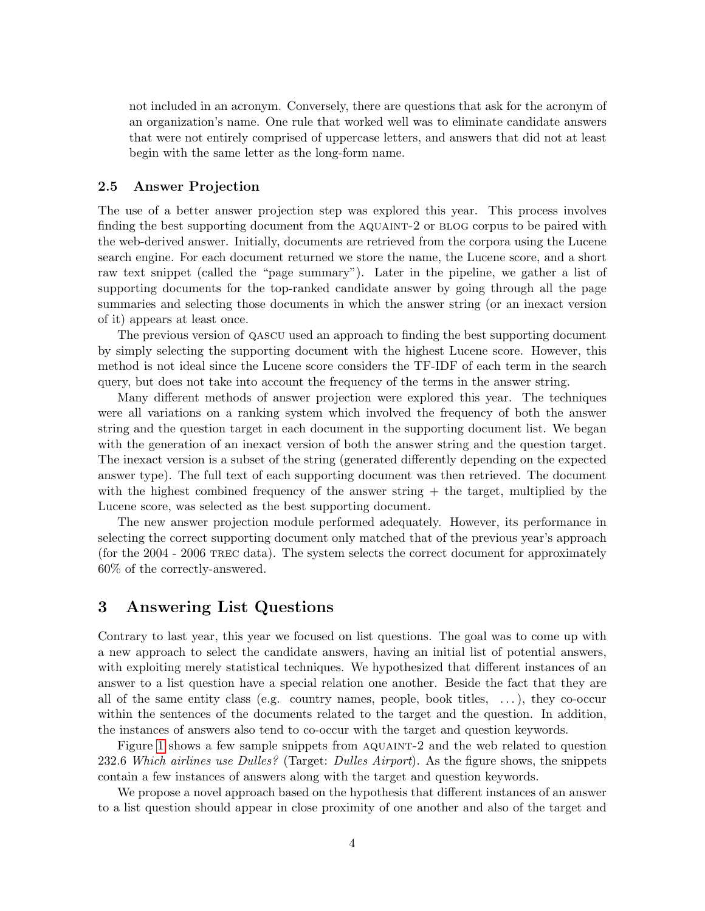not included in an acronym. Conversely, there are questions that ask for the acronym of an organization's name. One rule that worked well was to eliminate candidate answers that were not entirely comprised of uppercase letters, and answers that did not at least begin with the same letter as the long-form name.

### 2.5 Answer Projection

The use of a better answer projection step was explored this year. This process involves finding the best supporting document from the AQUAINT-2 or BLOG corpus to be paired with the web-derived answer. Initially, documents are retrieved from the corpora using the Lucene search engine. For each document returned we store the name, the Lucene score, and a short raw text snippet (called the "page summary"). Later in the pipeline, we gather a list of supporting documents for the top-ranked candidate answer by going through all the page summaries and selecting those documents in which the answer string (or an inexact version of it) appears at least once.

The previous version of QASCU used an approach to finding the best supporting document by simply selecting the supporting document with the highest Lucene score. However, this method is not ideal since the Lucene score considers the TF-IDF of each term in the search query, but does not take into account the frequency of the terms in the answer string.

Many different methods of answer projection were explored this year. The techniques were all variations on a ranking system which involved the frequency of both the answer string and the question target in each document in the supporting document list. We began with the generation of an inexact version of both the answer string and the question target. The inexact version is a subset of the string (generated differently depending on the expected answer type). The full text of each supporting document was then retrieved. The document with the highest combined frequency of the answer string + the target, multiplied by the Lucene score, was selected as the best supporting document.

The new answer projection module performed adequately. However, its performance in selecting the correct supporting document only matched that of the previous year's approach (for the 2004 - 2006 TREC data). The system selects the correct document for approximately 60% of the correctly-answered.

## 3 Answering List Questions

Contrary to last year, this year we focused on list questions. The goal was to come up with a new approach to select the candidate answers, having an initial list of potential answers, with exploiting merely statistical techniques. We hypothesized that different instances of an answer to a list question have a special relation one another. Beside the fact that they are all of the same entity class (e.g. country names, people, book titles, ...), they co-occur within the sentences of the documents related to the target and the question. In addition, the instances of answers also tend to co-occur with the target and question keywords.

Figure 1 shows a few sample snippets from AQUAINT-2 and the web related to question 232.6 *Which airlines use Dulles?* (Target: *Dulles Airport*). As the figure shows, the snippets contain a few instances of answers along with the target and question keywords.

We propose a novel approach based on the hypothesis that different instances of an answer to a list question should appear in close proximity of one another and also of the target and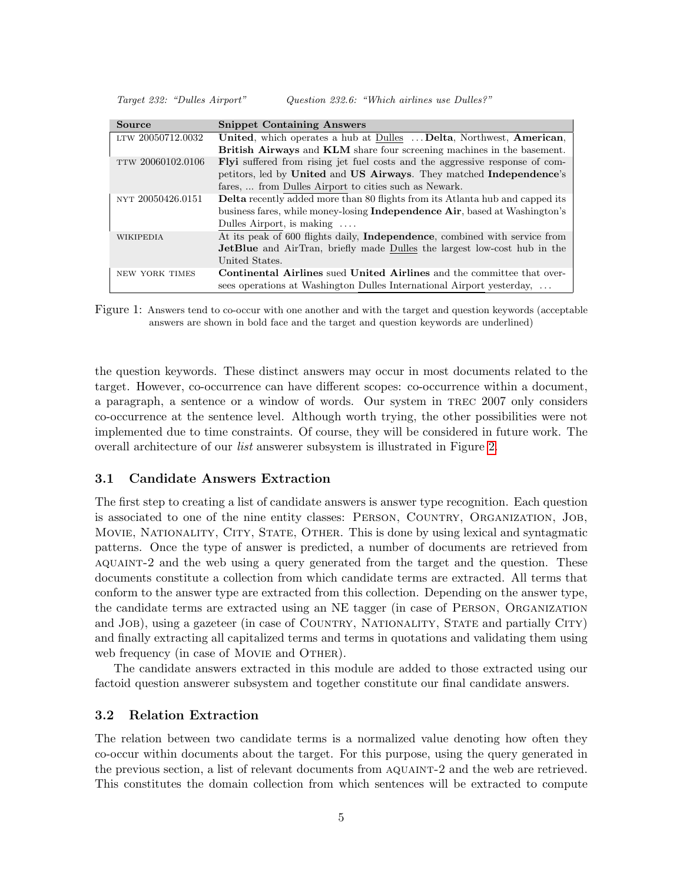*Target 232: "Dulles Airport"* *Question 232.6: "Which airlines use Dulles?"*

| Source | Snippet Containing Answers |
|---|---|
| LTW 20050712.0032 | **United**, which operates a hub at Dulles ... **Delta**, Northwest, **American**, **British Airways** and **KLM** share four screening machines in the basement. |
| TTW 20060102.0106 | **Flyi** suffered from rising jet fuel costs and the aggressive response of competitors, led by **United** and **US Airways**. They matched **Independence**'s fares, ... from Dulles Airport to cities such as Newark. |
| NYT 20050426.0151 | **Delta** recently added more than 80 flights from its Atlanta hub and capped its business fares, while money-losing **Independence Air**, based at Washington's Dulles Airport, is making .... |
| WIKIPEDIA | At its peak of 600 flights daily, **Independence**, combined with service from **JetBlue** and AirTran, briefly made Dulles the largest low-cost hub in the United States. |
| NEW YORK TIMES | **Continental Airlines** sued **United Airlines** and the committee that oversees operations at Washington Dulles International Airport yesterday, ... |

Figure 1: Answers tend to co-occur with one another and with the target and question keywords (acceptable answers are shown in bold face and the target and question keywords are underlined)

the question keywords. These distinct answers may occur in most documents related to the target. However, co-occurrence can have different scopes: co-occurrence within a document, a paragraph, a sentence or a window of words. Our system in TREC 2007 only considers co-occurrence at the sentence level. Although worth trying, the other possibilities were not implemented due to time constraints. Of course, they will be considered in future work. The overall architecture of our *list* answerer subsystem is illustrated in Figure 2.

### 3.1 Candidate Answers Extraction

The first step to creating a list of candidate answers is answer type recognition. Each question is associated to one of the nine entity classes: PERSON, COUNTRY, ORGANIZATION, JOB, MOVIE, NATIONALITY, CITY, STATE, OTHER. This is done by using lexical and syntagmatic patterns. Once the type of answer is predicted, a number of documents are retrieved from AQUAINT-2 and the web using a query generated from the target and the question. These documents constitute a collection from which candidate terms are extracted. All terms that conform to the answer type are extracted from this collection. Depending on the answer type, the candidate terms are extracted using an NE tagger (in case of PERSON, ORGANIZATION and JOB), using a gazeteer (in case of COUNTRY, NATIONALITY, STATE and partially CITY) and finally extracting all capitalized terms and terms in quotations and validating them using web frequency (in case of MOVIE and OTHER).

The candidate answers extracted in this module are added to those extracted using our factoid question answerer subsystem and together constitute our final candidate answers.

### 3.2 Relation Extraction

The relation between two candidate terms is a normalized value denoting how often they co-occur within documents about the target. For this purpose, using the query generated in the previous section, a list of relevant documents from AQUAINT-2 and the web are retrieved. This constitutes the domain collection from which sentences will be extracted to compute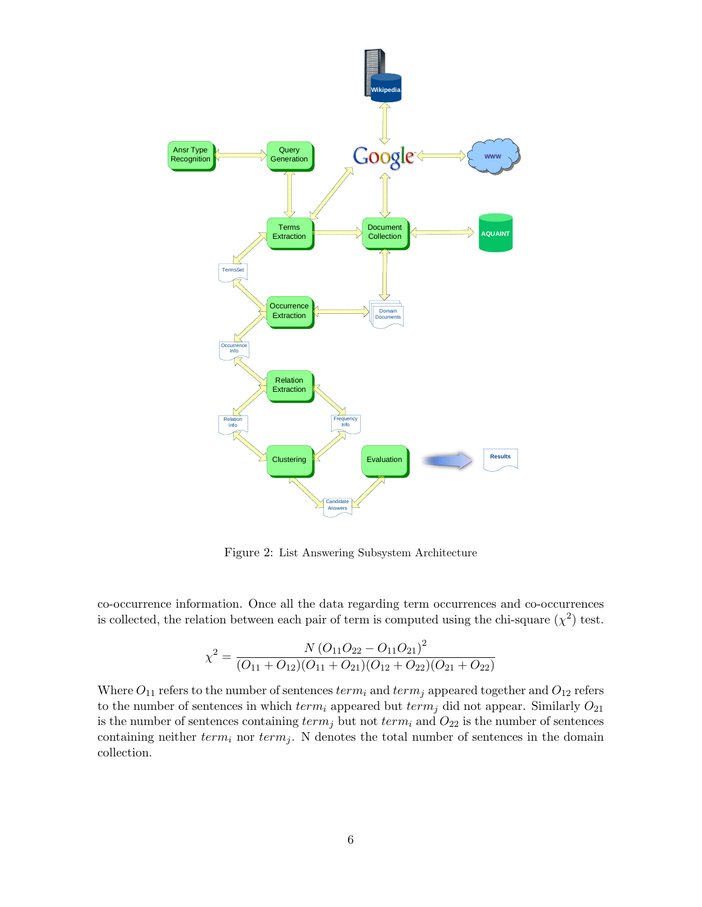Figure 2: List Answering Subsystem Architecture

co-occurrence information. Once all the data regarding term occurrences and co-occurrences is collected, the relation between each pair of term is computed using the chi-square ($\chi^2$) test.

$$\chi^2 = \frac{N\,(O_{11}O_{22} - O_{11}O_{21})^2}{(O_{11}+O_{12})(O_{11}+O_{21})(O_{12}+O_{22})(O_{21}+O_{22})}$$

Where $O_{11}$ refers to the number of sentences $term_i$ and $term_j$ appeared together and $O_{12}$ refers to the number of sentences in which $term_i$ appeared but $term_j$ did not appear. Similarly $O_{21}$ is the number of sentences containing $term_j$ but not $term_i$ and $O_{22}$ is the number of sentences containing neither $term_i$ nor $term_j$. N denotes the total number of sentences in the domain collection.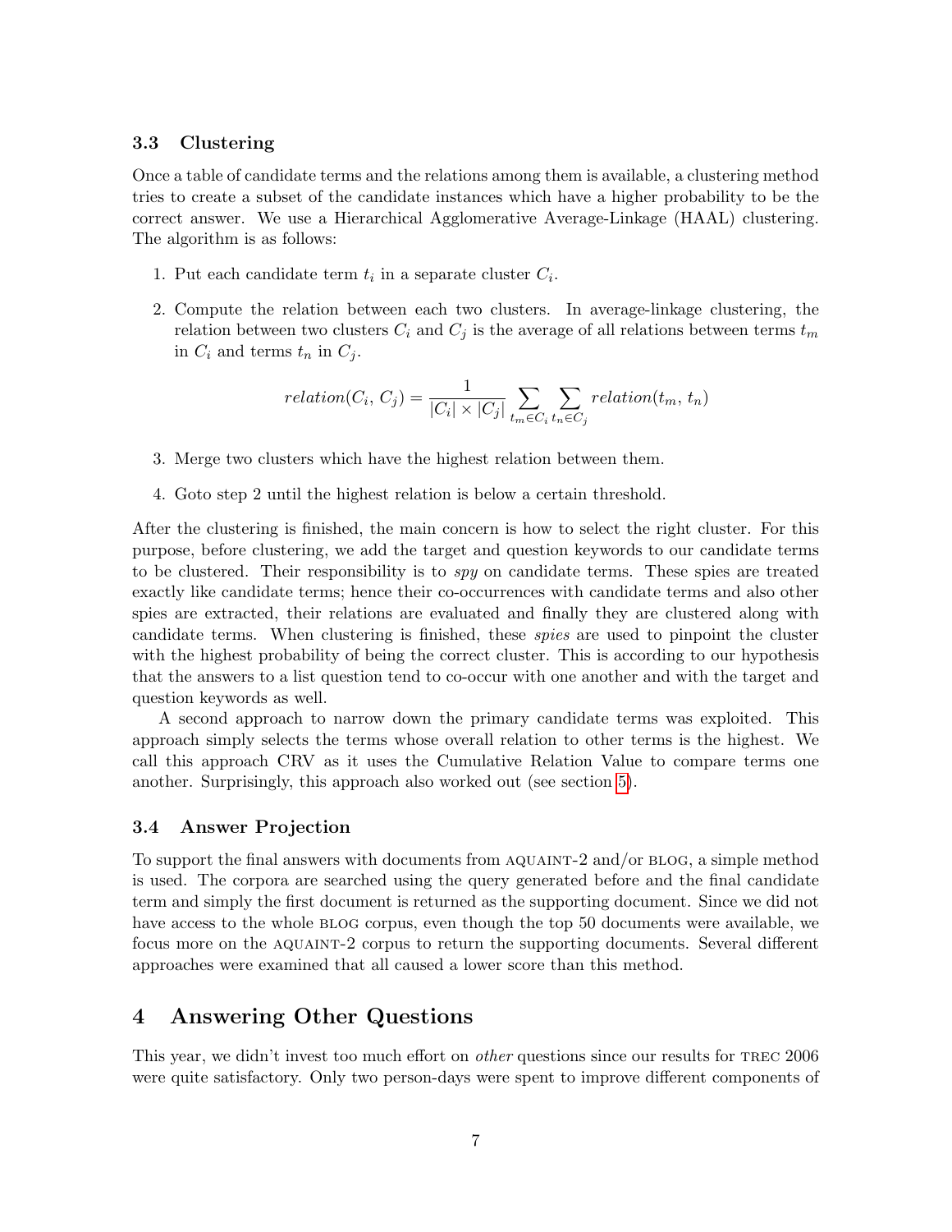### 3.3 Clustering

Once a table of candidate terms and the relations among them is available, a clustering method tries to create a subset of the candidate instances which have a higher probability to be the correct answer. We use a Hierarchical Agglomerative Average-Linkage (HAAL) clustering. The algorithm is as follows:

1. Put each candidate term $t_i$ in a separate cluster $C_i$.
2. Compute the relation between each two clusters. In average-linkage clustering, the relation between two clusters $C_i$ and $C_j$ is the average of all relations between terms $t_m$ in $C_i$ and terms $t_n$ in $C_j$.

$$relation(C_i, C_j) = \frac{1}{|C_i| \times |C_j|} \sum_{t_m \in C_i} \sum_{t_n \in C_j} relation(t_m, t_n)$$

3. Merge two clusters which have the highest relation between them.
4. Goto step 2 until the highest relation is below a certain threshold.

After the clustering is finished, the main concern is how to select the right cluster. For this purpose, before clustering, we add the target and question keywords to our candidate terms to be clustered. Their responsibility is to *spy* on candidate terms. These spies are treated exactly like candidate terms; hence their co-occurrences with candidate terms and also other spies are extracted, their relations are evaluated and finally they are clustered along with candidate terms. When clustering is finished, these *spies* are used to pinpoint the cluster with the highest probability of being the correct cluster. This is according to our hypothesis that the answers to a list question tend to co-occur with one another and with the target and question keywords as well.

A second approach to narrow down the primary candidate terms was exploited. This approach simply selects the terms whose overall relation to other terms is the highest. We call this approach CRV as it uses the Cumulative Relation Value to compare terms one another. Surprisingly, this approach also worked out (see section 5).

### 3.4 Answer Projection

To support the final answers with documents from AQUAINT-2 and/or BLOG, a simple method is used. The corpora are searched using the query generated before and the final candidate term and simply the first document is returned as the supporting document. Since we did not have access to the whole BLOG corpus, even though the top 50 documents were available, we focus more on the AQUAINT-2 corpus to return the supporting documents. Several different approaches were examined that all caused a lower score than this method.

## 4 Answering Other Questions

This year, we didn't invest too much effort on *other* questions since our results for TREC 2006 were quite satisfactory. Only two person-days were spent to improve different components of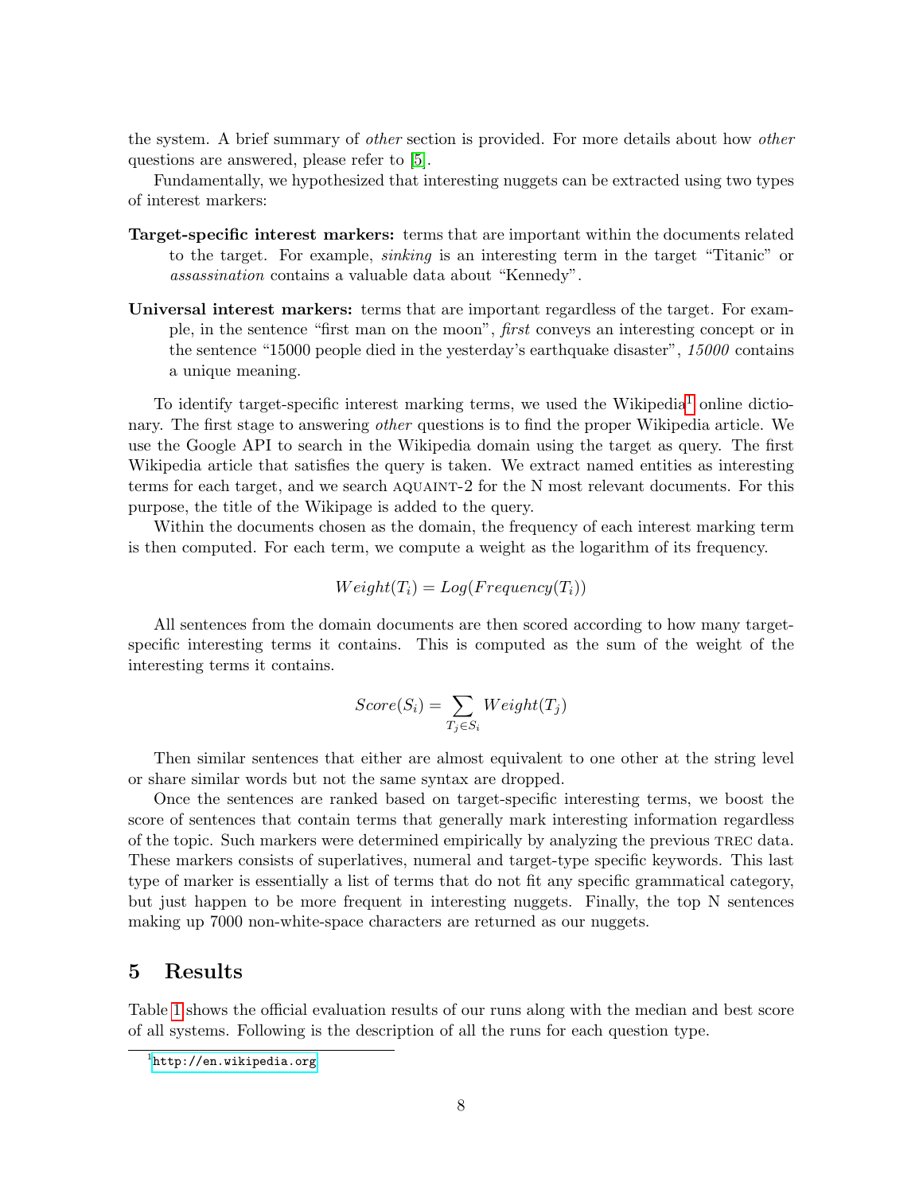the system. A brief summary of *other* section is provided. For more details about how *other* questions are answered, please refer to [5].

Fundamentally, we hypothesized that interesting nuggets can be extracted using two types of interest markers:

**Target-specific interest markers:** terms that are important within the documents related to the target. For example, *sinking* is an interesting term in the target "Titanic" or *assassination* contains a valuable data about "Kennedy".

**Universal interest markers:** terms that are important regardless of the target. For example, in the sentence "first man on the moon", *first* conveys an interesting concept or in the sentence "15000 people died in the yesterday's earthquake disaster", *15000* contains a unique meaning.

To identify target-specific interest marking terms, we used the Wikipedia[1] online dictionary. The first stage to answering *other* questions is to find the proper Wikipedia article. We use the Google API to search in the Wikipedia domain using the target as query. The first Wikipedia article that satisfies the query is taken. We extract named entities as interesting terms for each target, and we search AQUAINT-2 for the N most relevant documents. For this purpose, the title of the Wikipage is added to the query.

Within the documents chosen as the domain, the frequency of each interest marking term is then computed. For each term, we compute a weight as the logarithm of its frequency.

$$Weight(T_i) = Log(Frequency(T_i))$$

All sentences from the domain documents are then scored according to how many target-specific interesting terms it contains. This is computed as the sum of the weight of the interesting terms it contains.

$$Score(S_i) = \sum_{T_j \in S_i} Weight(T_j)$$

Then similar sentences that either are almost equivalent to one other at the string level or share similar words but not the same syntax are dropped.

Once the sentences are ranked based on target-specific interesting terms, we boost the score of sentences that contain terms that generally mark interesting information regardless of the topic. Such markers were determined empirically by analyzing the previous TREC data. These markers consists of superlatives, numeral and target-type specific keywords. This last type of marker is essentially a list of terms that do not fit any specific grammatical category, but just happen to be more frequent in interesting nuggets. Finally, the top N sentences making up 7000 non-white-space characters are returned as our nuggets.

# 5 Results

Table 1 shows the official evaluation results of our runs along with the median and best score of all systems. Following is the description of all the runs for each question type.

[1] http://en.wikipedia.org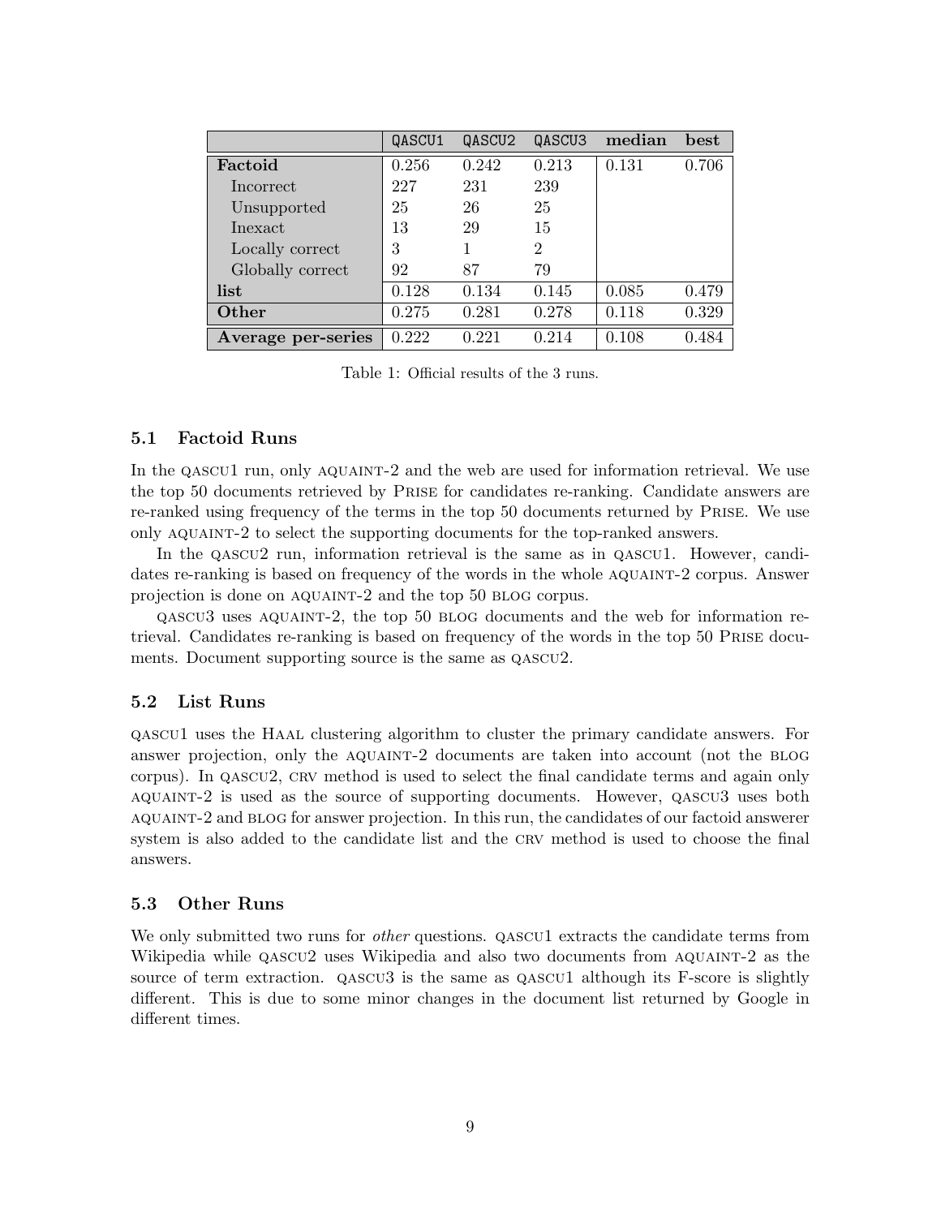| | QASCU1 | QASCU2 | QASCU3 | median | best |
|---|---|---|---|---|---|
| **Factoid** | 0.256 | 0.242 | 0.213 | 0.131 | 0.706 |
| Incorrect | 227 | 231 | 239 | | |
| Unsupported | 25 | 26 | 25 | | |
| Inexact | 13 | 29 | 15 | | |
| Locally correct | 3 | 1 | 2 | | |
| Globally correct | 92 | 87 | 79 | | |
| **list** | 0.128 | 0.134 | 0.145 | 0.085 | 0.479 |
| **Other** | 0.275 | 0.281 | 0.278 | 0.118 | 0.329 |
| **Average per-series** | 0.222 | 0.221 | 0.214 | 0.108 | 0.484 |

Table 1: Official results of the 3 runs.

### 5.1 Factoid Runs

In the QASCU1 run, only AQUAINT-2 and the web are used for information retrieval. We use the top 50 documents retrieved by PRISE for candidates re-ranking. Candidate answers are re-ranked using frequency of the terms in the top 50 documents returned by PRISE. We use only AQUAINT-2 to select the supporting documents for the top-ranked answers.

In the QASCU2 run, information retrieval is the same as in QASCU1. However, candidates re-ranking is based on frequency of the words in the whole AQUAINT-2 corpus. Answer projection is done on AQUAINT-2 and the top 50 BLOG corpus.

QASCU3 uses AQUAINT-2, the top 50 BLOG documents and the web for information retrieval. Candidates re-ranking is based on frequency of the words in the top 50 PRISE documents. Document supporting source is the same as QASCU2.

### 5.2 List Runs

QASCU1 uses the HAAL clustering algorithm to cluster the primary candidate answers. For answer projection, only the AQUAINT-2 documents are taken into account (not the BLOG corpus). In QASCU2, CRV method is used to select the final candidate terms and again only AQUAINT-2 is used as the source of supporting documents. However, QASCU3 uses both AQUAINT-2 and BLOG for answer projection. In this run, the candidates of our factoid answerer system is also added to the candidate list and the CRV method is used to choose the final answers.

### 5.3 Other Runs

We only submitted two runs for *other* questions. QASCU1 extracts the candidate terms from Wikipedia while QASCU2 uses Wikipedia and also two documents from AQUAINT-2 as the source of term extraction. QASCU3 is the same as QASCU1 although its F-score is slightly different. This is due to some minor changes in the document list returned by Google in different times.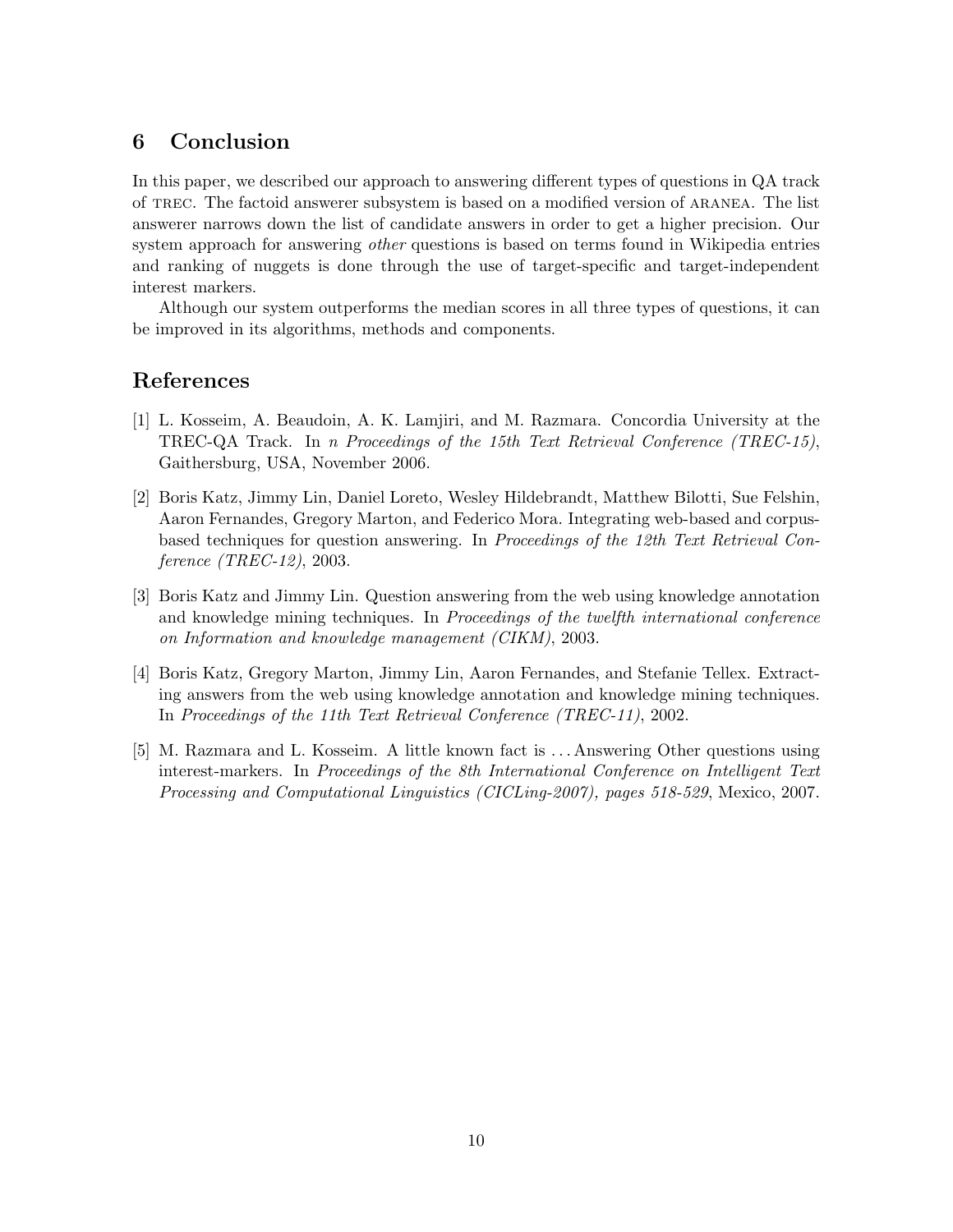## 6 Conclusion

In this paper, we described our approach to answering different types of questions in QA track of TREC. The factoid answerer subsystem is based on a modified version of ARANEA. The list answerer narrows down the list of candidate answers in order to get a higher precision. Our system approach for answering *other* questions is based on terms found in Wikipedia entries and ranking of nuggets is done through the use of target-specific and target-independent interest markers.

Although our system outperforms the median scores in all three types of questions, it can be improved in its algorithms, methods and components.

## References

[1] L. Kosseim, A. Beaudoin, A. K. Lamjiri, and M. Razmara. Concordia University at the TREC-QA Track. In *n Proceedings of the 15th Text Retrieval Conference (TREC-15)*, Gaithersburg, USA, November 2006.

[2] Boris Katz, Jimmy Lin, Daniel Loreto, Wesley Hildebrandt, Matthew Bilotti, Sue Felshin, Aaron Fernandes, Gregory Marton, and Federico Mora. Integrating web-based and corpus-based techniques for question answering. In *Proceedings of the 12th Text Retrieval Conference (TREC-12)*, 2003.

[3] Boris Katz and Jimmy Lin. Question answering from the web using knowledge annotation and knowledge mining techniques. In *Proceedings of the twelfth international conference on Information and knowledge management (CIKM)*, 2003.

[4] Boris Katz, Gregory Marton, Jimmy Lin, Aaron Fernandes, and Stefanie Tellex. Extracting answers from the web using knowledge annotation and knowledge mining techniques. In *Proceedings of the 11th Text Retrieval Conference (TREC-11)*, 2002.

[5] M. Razmara and L. Kosseim. A little known fact is . . . Answering Other questions using interest-markers. In *Proceedings of the 8th International Conference on Intelligent Text Processing and Computational Linguistics (CICLing-2007), pages 518-529*, Mexico, 2007.